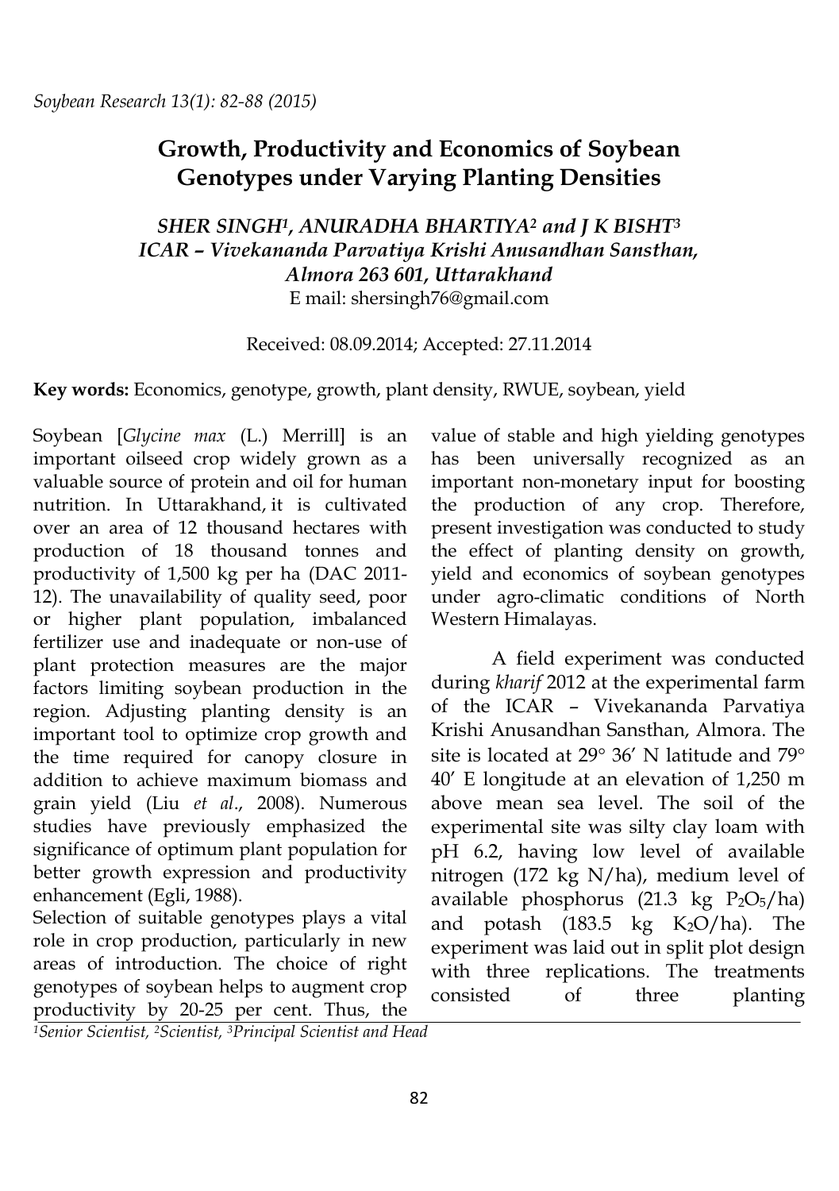# Growth, Productivity and Economics of Soybean Genotypes under Varying Planting Densities

***SHER SINGH[1], ANURADHA BHARTIYA[2] and J K BISHT[3]***
***ICAR – Vivekananda Parvatiya Krishi Anusandhan Sansthan, Almora 263 601, Uttarakhand***
E mail: shersingh76@gmail.com

Received: 08.09.2014; Accepted: 27.11.2014

**Key words:** Economics, genotype, growth, plant density, RWUE, soybean, yield

Soybean [*Glycine max* (L.) Merrill] is an important oilseed crop widely grown as a valuable source of protein and oil for human nutrition. In Uttarakhand, it is cultivated over an area of 12 thousand hectares with production of 18 thousand tonnes and productivity of 1,500 kg per ha (DAC 2011-12). The unavailability of quality seed, poor or higher plant population, imbalanced fertilizer use and inadequate or non-use of plant protection measures are the major factors limiting soybean production in the region. Adjusting planting density is an important tool to optimize crop growth and the time required for canopy closure in addition to achieve maximum biomass and grain yield (Liu *et al*., 2008). Numerous studies have previously emphasized the significance of optimum plant population for better growth expression and productivity enhancement (Egli, 1988).

Selection of suitable genotypes plays a vital role in crop production, particularly in new areas of introduction. The choice of right genotypes of soybean helps to augment crop productivity by 20-25 per cent. Thus, the value of stable and high yielding genotypes has been universally recognized as an important non-monetary input for boosting the production of any crop. Therefore, present investigation was conducted to study the effect of planting density on growth, yield and economics of soybean genotypes under agro-climatic conditions of North Western Himalayas.

A field experiment was conducted during *kharif* 2012 at the experimental farm of the ICAR – Vivekananda Parvatiya Krishi Anusandhan Sansthan, Almora. The site is located at 29° 36′ N latitude and 79° 40′ E longitude at an elevation of 1,250 m above mean sea level. The soil of the experimental site was silty clay loam with pH 6.2, having low level of available nitrogen (172 kg N/ha), medium level of available phosphorus (21.3 kg $P_2O_5$/ha) and potash (183.5 kg $K_2O$/ha). The experiment was laid out in split plot design with three replications. The treatments consisted of three planting

[1]Senior Scientist, [2]Scientist, [3]Principal Scientist and Head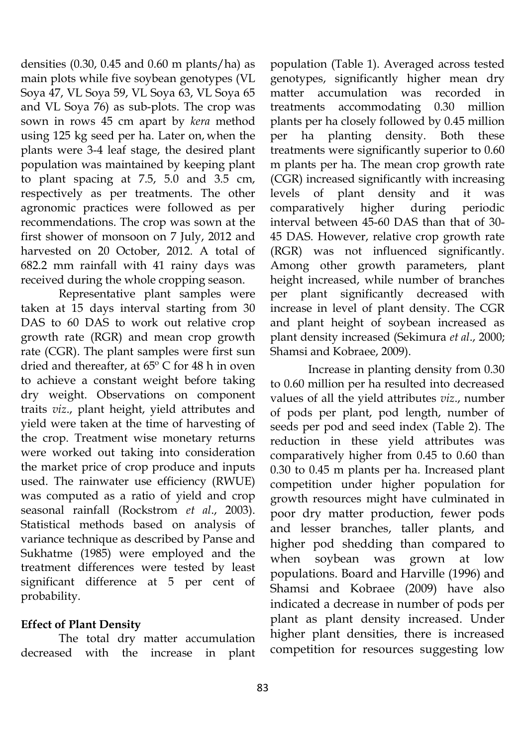densities (0.30, 0.45 and 0.60 m plants/ha) as main plots while five soybean genotypes (VL Soya 47, VL Soya 59, VL Soya 63, VL Soya 65 and VL Soya 76) as sub-plots. The crop was sown in rows 45 cm apart by *kera* method using 125 kg seed per ha. Later on, when the plants were 3-4 leaf stage, the desired plant population was maintained by keeping plant to plant spacing at 7.5, 5.0 and 3.5 cm, respectively as per treatments. The other agronomic practices were followed as per recommendations. The crop was sown at the first shower of monsoon on 7 July, 2012 and harvested on 20 October, 2012. A total of 682.2 mm rainfall with 41 rainy days was received during the whole cropping season.

Representative plant samples were taken at 15 days interval starting from 30 DAS to 60 DAS to work out relative crop growth rate (RGR) and mean crop growth rate (CGR). The plant samples were first sun dried and thereafter, at 65º C for 48 h in oven to achieve a constant weight before taking dry weight. Observations on component traits *viz*., plant height, yield attributes and yield were taken at the time of harvesting of the crop. Treatment wise monetary returns were worked out taking into consideration the market price of crop produce and inputs used. The rainwater use efficiency (RWUE) was computed as a ratio of yield and crop seasonal rainfall (Rockstrom *et al*., 2003). Statistical methods based on analysis of variance technique as described by Panse and Sukhatme (1985) were employed and the treatment differences were tested by least significant difference at 5 per cent of probability.

**Effect of Plant Density**

The total dry matter accumulation decreased with the increase in plant population (Table 1). Averaged across tested genotypes, significantly higher mean dry matter accumulation was recorded in treatments accommodating 0.30 million plants per ha closely followed by 0.45 million per ha planting density. Both these treatments were significantly superior to 0.60 m plants per ha. The mean crop growth rate (CGR) increased significantly with increasing levels of plant density and it was comparatively higher during periodic interval between 45-60 DAS than that of 30-45 DAS. However, relative crop growth rate (RGR) was not influenced significantly. Among other growth parameters, plant height increased, while number of branches per plant significantly decreased with increase in level of plant density. The CGR and plant height of soybean increased as plant density increased (Sekimura *et al*., 2000; Shamsi and Kobraee, 2009).

Increase in planting density from 0.30 to 0.60 million per ha resulted into decreased values of all the yield attributes *viz*., number of pods per plant, pod length, number of seeds per pod and seed index (Table 2). The reduction in these yield attributes was comparatively higher from 0.45 to 0.60 than 0.30 to 0.45 m plants per ha. Increased plant competition under higher population for growth resources might have culminated in poor dry matter production, fewer pods and lesser branches, taller plants, and higher pod shedding than compared to when soybean was grown at low populations. Board and Harville (1996) and Shamsi and Kobraee (2009) have also indicated a decrease in number of pods per plant as plant density increased. Under higher plant densities, there is increased competition for resources suggesting low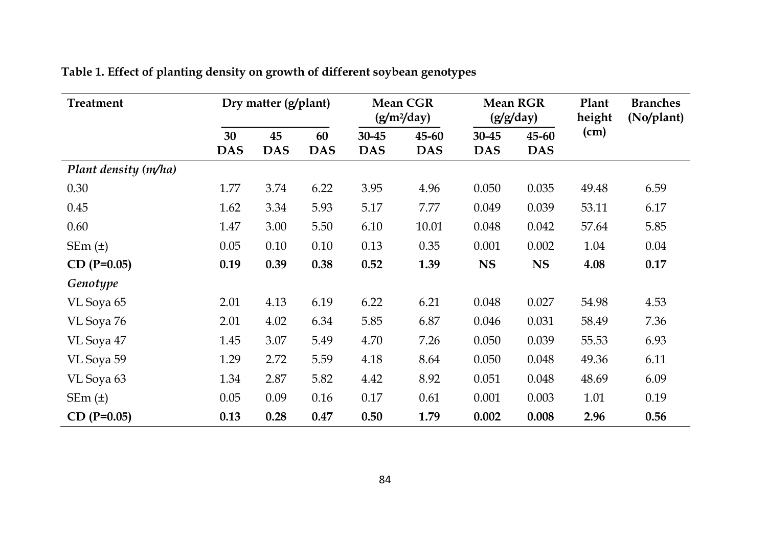**Table 1. Effect of planting density on growth of different soybean genotypes**

| Treatment | Dry matter (g/plant) | | | Mean CGR ($g/m^2/day$) | | Mean RGR (g/g/day) | | Plant height (cm) | Branches (No/plant) |
|---|---|---|---|---|---|---|---|---|---|
| | 30 DAS | 45 DAS | 60 DAS | 30-45 DAS | 45-60 DAS | 30-45 DAS | 45-60 DAS | | |
| *Plant density (m/ha)* | | | | | | | | | |
| 0.30 | 1.77 | 3.74 | 6.22 | 3.95 | 4.96 | 0.050 | 0.035 | 49.48 | 6.59 |
| 0.45 | 1.62 | 3.34 | 5.93 | 5.17 | 7.77 | 0.049 | 0.039 | 53.11 | 6.17 |
| 0.60 | 1.47 | 3.00 | 5.50 | 6.10 | 10.01 | 0.048 | 0.042 | 57.64 | 5.85 |
| SEm (±) | 0.05 | 0.10 | 0.10 | 0.13 | 0.35 | 0.001 | 0.002 | 1.04 | 0.04 |
| **CD (P=0.05)** | **0.19** | **0.39** | **0.38** | **0.52** | **1.39** | **NS** | **NS** | **4.08** | **0.17** |
| *Genotype* | | | | | | | | | |
| VL Soya 65 | 2.01 | 4.13 | 6.19 | 6.22 | 6.21 | 0.048 | 0.027 | 54.98 | 4.53 |
| VL Soya 76 | 2.01 | 4.02 | 6.34 | 5.85 | 6.87 | 0.046 | 0.031 | 58.49 | 7.36 |
| VL Soya 47 | 1.45 | 3.07 | 5.49 | 4.70 | 7.26 | 0.050 | 0.039 | 55.53 | 6.93 |
| VL Soya 59 | 1.29 | 2.72 | 5.59 | 4.18 | 8.64 | 0.050 | 0.048 | 49.36 | 6.11 |
| VL Soya 63 | 1.34 | 2.87 | 5.82 | 4.42 | 8.92 | 0.051 | 0.048 | 48.69 | 6.09 |
| SEm (±) | 0.05 | 0.09 | 0.16 | 0.17 | 0.61 | 0.001 | 0.003 | 1.01 | 0.19 |
| **CD (P=0.05)** | **0.13** | **0.28** | **0.47** | **0.50** | **1.79** | **0.002** | **0.008** | **2.96** | **0.56** |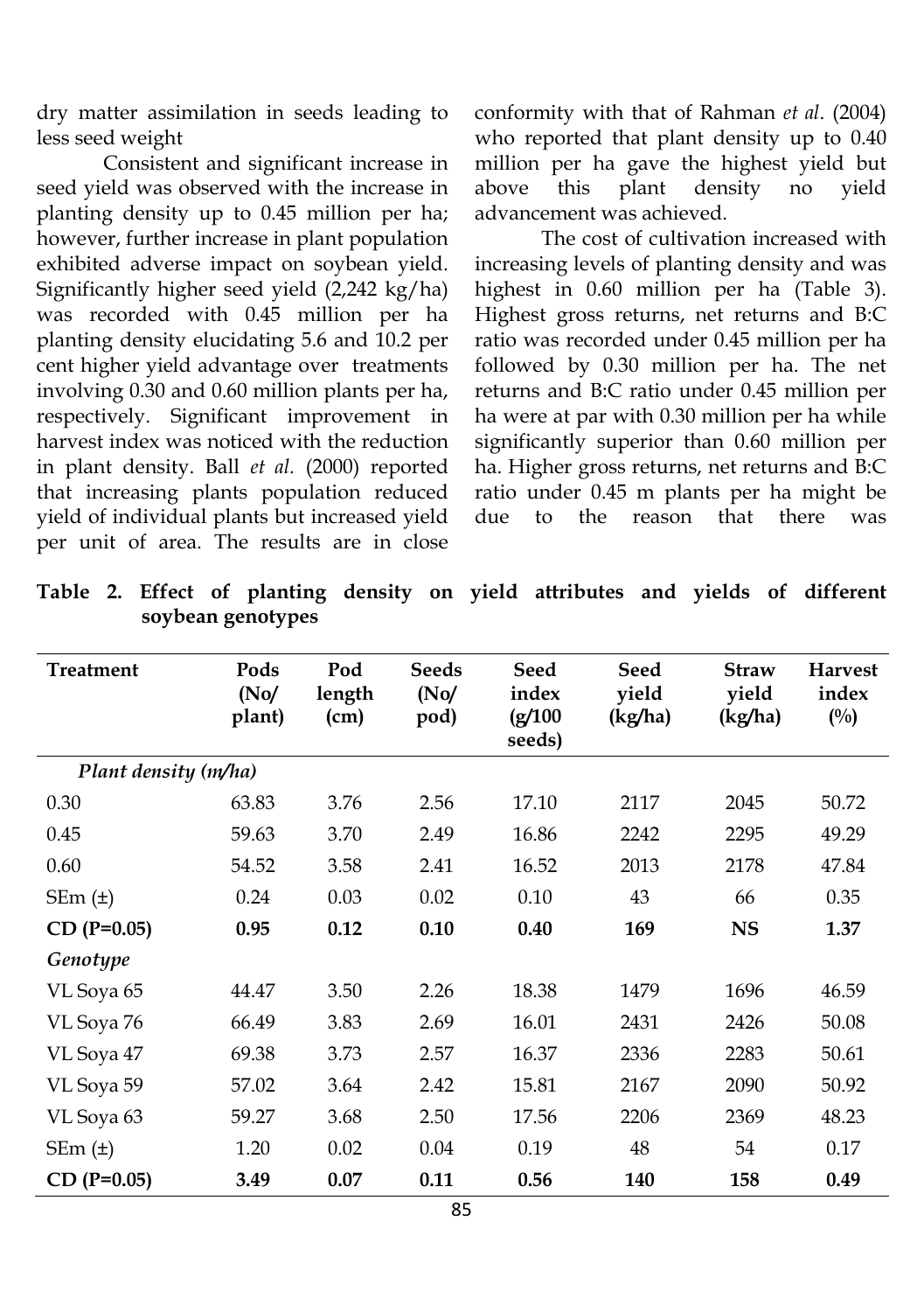dry matter assimilation in seeds leading to less seed weight

Consistent and significant increase in seed yield was observed with the increase in planting density up to 0.45 million per ha; however, further increase in plant population exhibited adverse impact on soybean yield. Significantly higher seed yield (2,242 kg/ha) was recorded with 0.45 million per ha planting density elucidating 5.6 and 10.2 per cent higher yield advantage over treatments involving 0.30 and 0.60 million plants per ha, respectively. Significant improvement in harvest index was noticed with the reduction in plant density. Ball *et al.* (2000) reported that increasing plants population reduced yield of individual plants but increased yield per unit of area. The results are in close conformity with that of Rahman *et al*. (2004) who reported that plant density up to 0.40 million per ha gave the highest yield but above this plant density no yield advancement was achieved.

The cost of cultivation increased with increasing levels of planting density and was highest in 0.60 million per ha (Table 3). Highest gross returns, net returns and B:C ratio was recorded under 0.45 million per ha followed by 0.30 million per ha. The net returns and B:C ratio under 0.45 million per ha were at par with 0.30 million per ha while significantly superior than 0.60 million per ha. Higher gross returns, net returns and B:C ratio under 0.45 m plants per ha might be due to the reason that there was

**Table 2. Effect of planting density on yield attributes and yields of different soybean genotypes**

| Treatment | Pods (No/ plant) | Pod length (cm) | Seeds (No/ pod) | Seed index (g/100 seeds) | Seed yield (kg/ha) | Straw yield (kg/ha) | Harvest index (%) |
|---|---|---|---|---|---|---|---|
| *Plant density (m/ha)* | | | | | | | |
| 0.30 | 63.83 | 3.76 | 2.56 | 17.10 | 2117 | 2045 | 50.72 |
| 0.45 | 59.63 | 3.70 | 2.49 | 16.86 | 2242 | 2295 | 49.29 |
| 0.60 | 54.52 | 3.58 | 2.41 | 16.52 | 2013 | 2178 | 47.84 |
| SEm (±) | 0.24 | 0.03 | 0.02 | 0.10 | 43 | 66 | 0.35 |
| **CD (P=0.05)** | **0.95** | **0.12** | **0.10** | **0.40** | **169** | **NS** | **1.37** |
| *Genotype* | | | | | | | |
| VL Soya 65 | 44.47 | 3.50 | 2.26 | 18.38 | 1479 | 1696 | 46.59 |
| VL Soya 76 | 66.49 | 3.83 | 2.69 | 16.01 | 2431 | 2426 | 50.08 |
| VL Soya 47 | 69.38 | 3.73 | 2.57 | 16.37 | 2336 | 2283 | 50.61 |
| VL Soya 59 | 57.02 | 3.64 | 2.42 | 15.81 | 2167 | 2090 | 50.92 |
| VL Soya 63 | 59.27 | 3.68 | 2.50 | 17.56 | 2206 | 2369 | 48.23 |
| SEm (±) | 1.20 | 0.02 | 0.04 | 0.19 | 48 | 54 | 0.17 |
| **CD (P=0.05)** | **3.49** | **0.07** | **0.11** | **0.56** | **140** | **158** | **0.49** |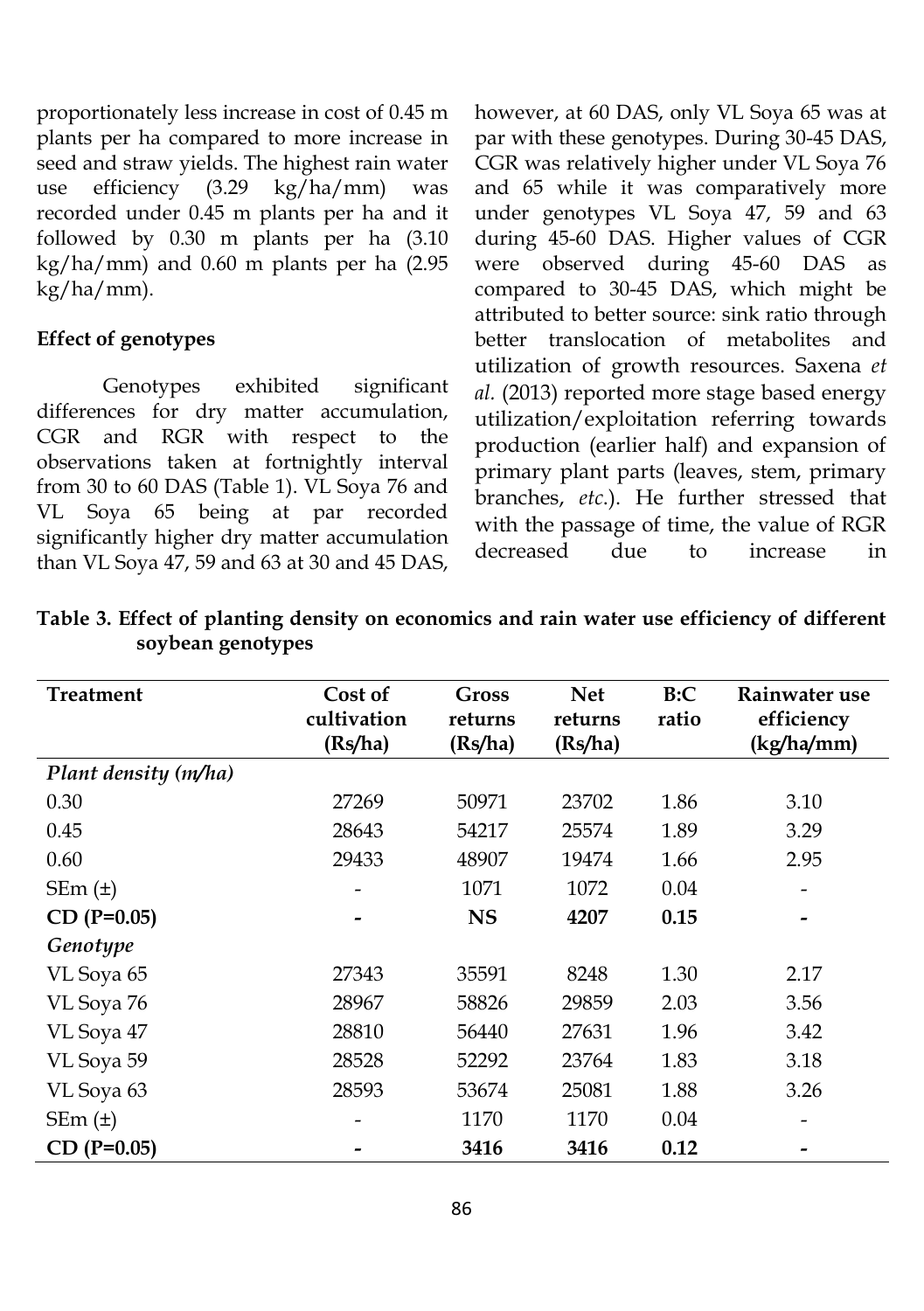proportionately less increase in cost of 0.45 m plants per ha compared to more increase in seed and straw yields. The highest rain water use efficiency (3.29 kg/ha/mm) was recorded under 0.45 m plants per ha and it followed by 0.30 m plants per ha (3.10 kg/ha/mm) and 0.60 m plants per ha (2.95 kg/ha/mm).

### Effect of genotypes

Genotypes exhibited significant differences for dry matter accumulation, CGR and RGR with respect to the observations taken at fortnightly interval from 30 to 60 DAS (Table 1). VL Soya 76 and VL Soya 65 being at par recorded significantly higher dry matter accumulation than VL Soya 47, 59 and 63 at 30 and 45 DAS, however, at 60 DAS, only VL Soya 65 was at par with these genotypes. During 30-45 DAS, CGR was relatively higher under VL Soya 76 and 65 while it was comparatively more under genotypes VL Soya 47, 59 and 63 during 45-60 DAS. Higher values of CGR were observed during 45-60 DAS as compared to 30-45 DAS, which might be attributed to better source: sink ratio through better translocation of metabolites and utilization of growth resources. Saxena *et al.* (2013) reported more stage based energy utilization/exploitation referring towards production (earlier half) and expansion of primary plant parts (leaves, stem, primary branches, *etc.*). He further stressed that with the passage of time, the value of RGR decreased due to increase in

**Table 3. Effect of planting density on economics and rain water use efficiency of different soybean genotypes**

| Treatment | Cost of cultivation (Rs/ha) | Gross returns (Rs/ha) | Net returns (Rs/ha) | B:C ratio | Rainwater use efficiency (kg/ha/mm) |
|---|---|---|---|---|---|
| *Plant density (m/ha)* | | | | | |
| 0.30 | 27269 | 50971 | 23702 | 1.86 | 3.10 |
| 0.45 | 28643 | 54217 | 25574 | 1.89 | 3.29 |
| 0.60 | 29433 | 48907 | 19474 | 1.66 | 2.95 |
| SEm (±) | - | 1071 | 1072 | 0.04 | - |
| **CD (P=0.05)** | **-** | **NS** | **4207** | **0.15** | **-** |
| *Genotype* | | | | | |
| VL Soya 65 | 27343 | 35591 | 8248 | 1.30 | 2.17 |
| VL Soya 76 | 28967 | 58826 | 29859 | 2.03 | 3.56 |
| VL Soya 47 | 28810 | 56440 | 27631 | 1.96 | 3.42 |
| VL Soya 59 | 28528 | 52292 | 23764 | 1.83 | 3.18 |
| VL Soya 63 | 28593 | 53674 | 25081 | 1.88 | 3.26 |
| SEm (±) | - | 1170 | 1170 | 0.04 | - |
| **CD (P=0.05)** | **-** | **3416** | **3416** | **0.12** | **-** |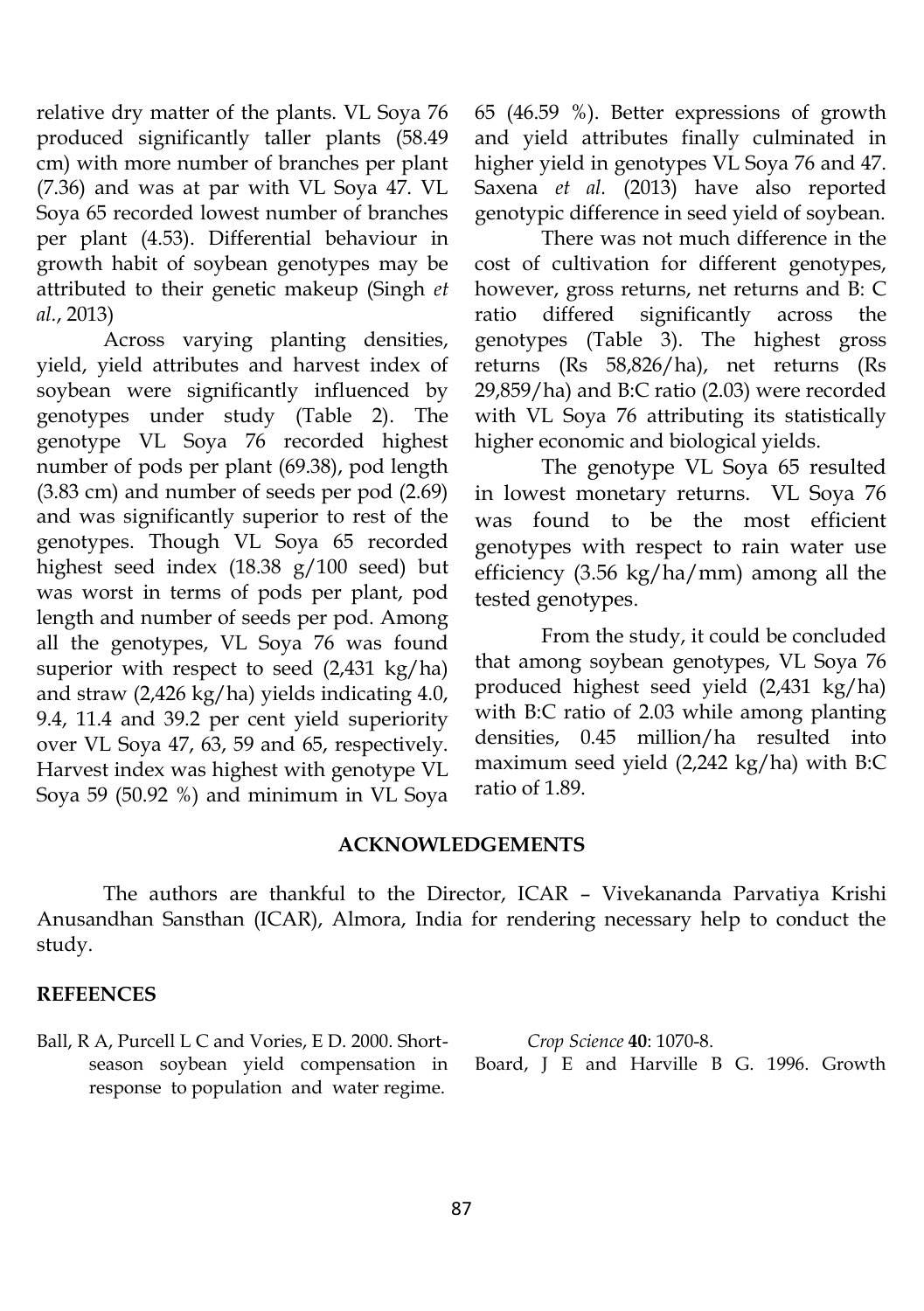relative dry matter of the plants. VL Soya 76 produced significantly taller plants (58.49 cm) with more number of branches per plant (7.36) and was at par with VL Soya 47. VL Soya 65 recorded lowest number of branches per plant (4.53). Differential behaviour in growth habit of soybean genotypes may be attributed to their genetic makeup (Singh *et al.*, 2013)

Across varying planting densities, yield, yield attributes and harvest index of soybean were significantly influenced by genotypes under study (Table 2). The genotype VL Soya 76 recorded highest number of pods per plant (69.38), pod length (3.83 cm) and number of seeds per pod (2.69) and was significantly superior to rest of the genotypes. Though VL Soya 65 recorded highest seed index (18.38 g/100 seed) but was worst in terms of pods per plant, pod length and number of seeds per pod. Among all the genotypes, VL Soya 76 was found superior with respect to seed (2,431 kg/ha) and straw (2,426 kg/ha) yields indicating 4.0, 9.4, 11.4 and 39.2 per cent yield superiority over VL Soya 47, 63, 59 and 65, respectively. Harvest index was highest with genotype VL Soya 59 (50.92 %) and minimum in VL Soya 65 (46.59 %). Better expressions of growth and yield attributes finally culminated in higher yield in genotypes VL Soya 76 and 47. Saxena *et al.* (2013) have also reported genotypic difference in seed yield of soybean.

There was not much difference in the cost of cultivation for different genotypes, however, gross returns, net returns and B: C ratio differed significantly across the genotypes (Table 3). The highest gross returns (Rs 58,826/ha), net returns (Rs 29,859/ha) and B:C ratio (2.03) were recorded with VL Soya 76 attributing its statistically higher economic and biological yields.

The genotype VL Soya 65 resulted in lowest monetary returns. VL Soya 76 was found to be the most efficient genotypes with respect to rain water use efficiency (3.56 kg/ha/mm) among all the tested genotypes.

From the study, it could be concluded that among soybean genotypes, VL Soya 76 produced highest seed yield (2,431 kg/ha) with B:C ratio of 2.03 while among planting densities, 0.45 million/ha resulted into maximum seed yield (2,242 kg/ha) with B:C ratio of 1.89.

## ACKNOWLEDGEMENTS

The authors are thankful to the Director, ICAR – Vivekananda Parvatiya Krishi Anusandhan Sansthan (ICAR), Almora, India for rendering necessary help to conduct the study.

## REFEENCES

Ball, R A, Purcell L C and Vories, E D. 2000. Short-season soybean yield compensation in response to population and water regime. *Crop Science* **40**: 1070-8.

Board, J E and Harville B G. 1996. Growth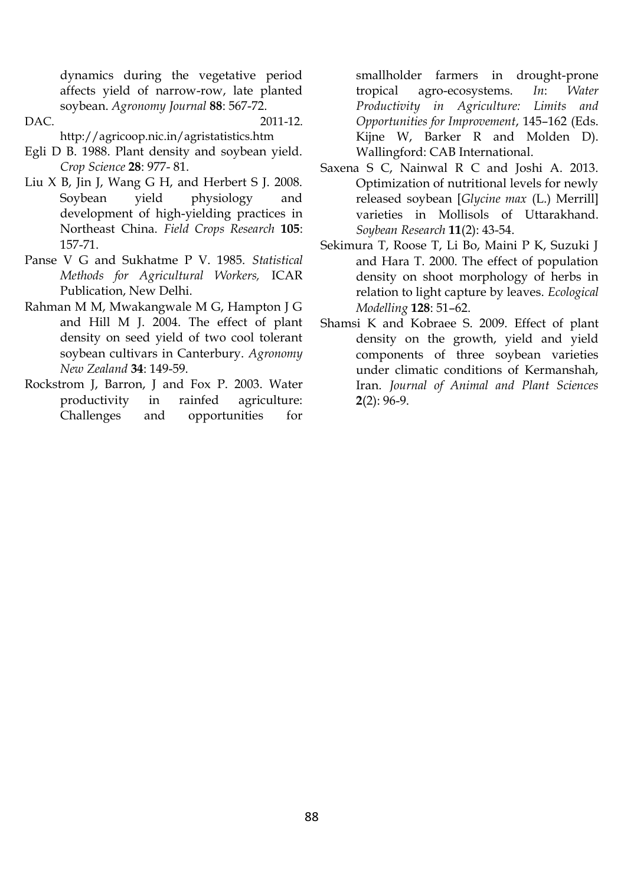dynamics during the vegetative period affects yield of narrow-row, late planted soybean. *Agronomy Journal* **88**: 567-72.

DAC. 2011-12. http://agricoop.nic.in/agristatistics.htm

Egli D B. 1988. Plant density and soybean yield. *Crop Science* **28**: 977- 81.

Liu X B, Jin J, Wang G H, and Herbert S J. 2008. Soybean yield physiology and development of high-yielding practices in Northeast China. *Field Crops Research* **105**: 157-71.

Panse V G and Sukhatme P V. 1985. *Statistical Methods for Agricultural Workers,* ICAR Publication, New Delhi.

Rahman M M, Mwakangwale M G, Hampton J G and Hill M J. 2004. The effect of plant density on seed yield of two cool tolerant soybean cultivars in Canterbury. *Agronomy New Zealand* **34**: 149-59.

Rockstrom J, Barron, J and Fox P. 2003. Water productivity in rainfed agriculture: Challenges and opportunities for smallholder farmers in drought-prone tropical agro-ecosystems. *In*: *Water Productivity in Agriculture: Limits and Opportunities for Improvement*, 145–162 (Eds. Kijne W, Barker R and Molden D). Wallingford: CAB International.

Saxena S C, Nainwal R C and Joshi A. 2013. Optimization of nutritional levels for newly released soybean [*Glycine max* (L.) Merrill] varieties in Mollisols of Uttarakhand. *Soybean Research* **11**(2): 43-54.

Sekimura T, Roose T, Li Bo, Maini P K, Suzuki J and Hara T. 2000. The effect of population density on shoot morphology of herbs in relation to light capture by leaves. *Ecological Modelling* **128**: 51–62.

Shamsi K and Kobraee S. 2009. Effect of plant density on the growth, yield and yield components of three soybean varieties under climatic conditions of Kermanshah, Iran. *Journal of Animal and Plant Sciences* **2**(2): 96-9.